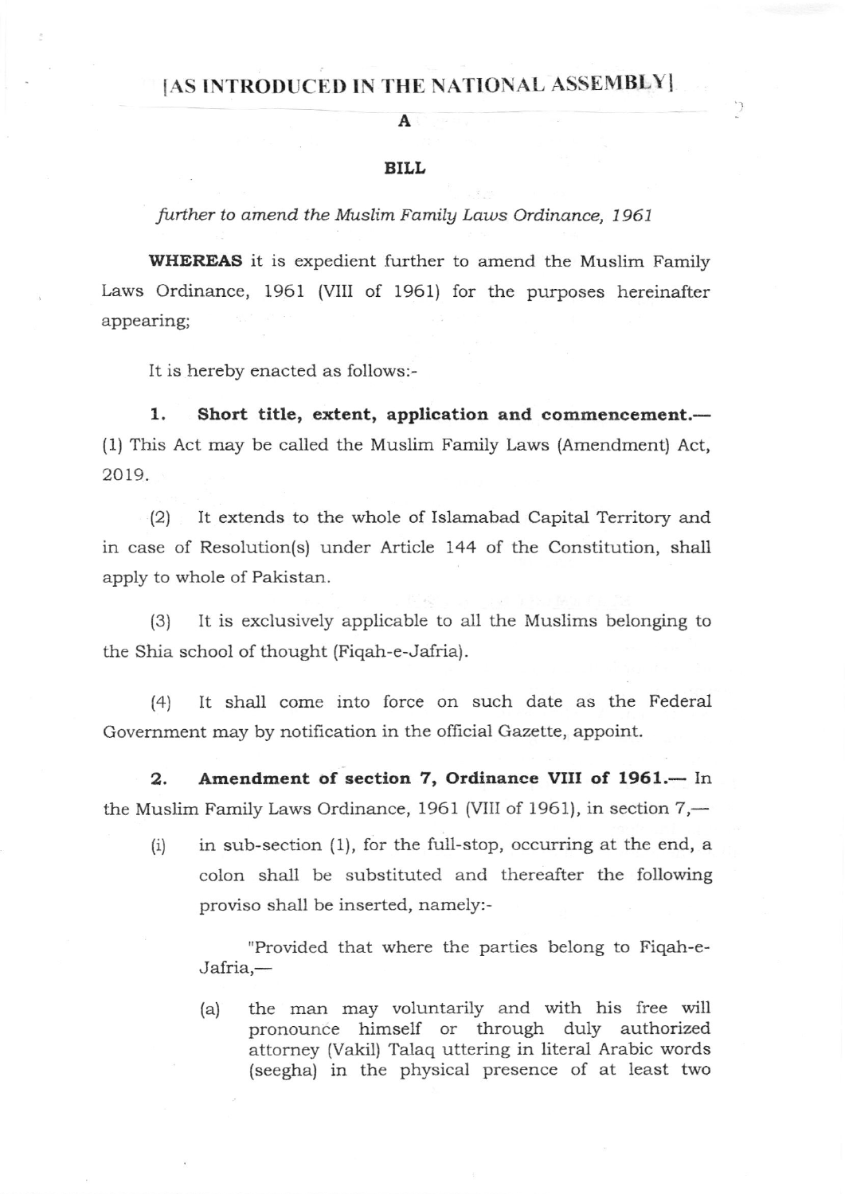[AS INTRODUCED IN THE NATIONAL ASSEMBLY]

# A

# BILL

*further to amend the Muslim Family Laws Ordinance, 1961*

**WHEREAS** it is expedient further to amend the Muslim Family Laws Ordinance, 1961 (VIII of 1961) for the purposes hereinafter appearing;

It is hereby enacted as follows:-

**1. Short title, extent, application and commencement.**— (1) This Act may be called the Muslim Family Laws (Amendment) Act, 2019.

(2) It extends to the whole of Islamabad Capital Territory and in case of Resolution(s) under Article 144 of the Constitution, shall apply to whole of Pakistan.

(3) It is exclusively applicable to all the Muslims belonging to the Shia school of thought (Fiqah-e-Jafria).

(4) It shall come into force on such date as the Federal Government may by notification in the official Gazette, appoint.

**2. Amendment of section 7, Ordinance VIII of 1961.**— In the Muslim Family Laws Ordinance, 1961 (VIII of 1961), in section 7,—

(i) in sub-section (1), for the full-stop, occurring at the end, a colon shall be substituted and thereafter the following proviso shall be inserted, namely:-

> "Provided that where the parties belong to Fiqah-e-Jafria,—
>
> (a) the man may voluntarily and with his free will pronounce himself or through duly authorized attorney (Vakil) Talaq uttering in literal Arabic words (seegha) in the physical presence of at least two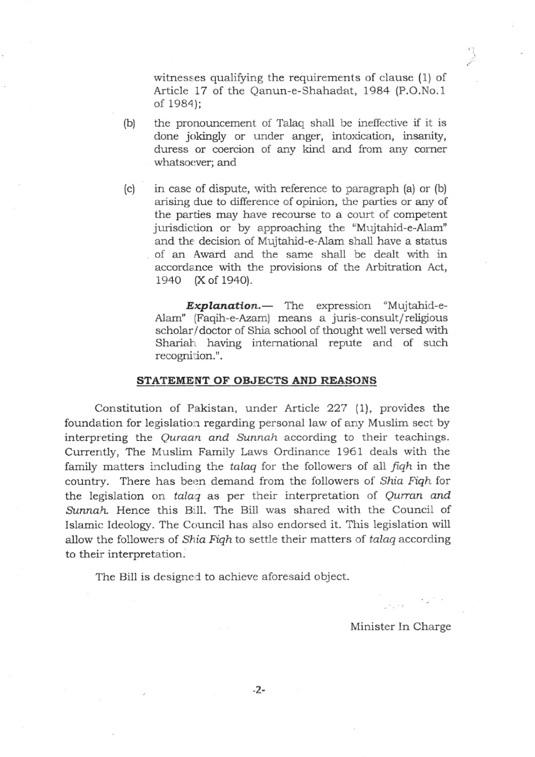witnesses qualifying the requirements of clause (1) of Article 17 of the Qanun-e-Shahadat, 1984 (P.O.No.1 of 1984);

(b) the pronouncement of Talaq shall be ineffective if it is done jokingly or under anger, intoxication, insanity, duress or coercion of any kind and from any corner whatsoever; and

(c) in case of dispute, with reference to paragraph (a) or (b) arising due to difference of opinion, the parties or any of the parties may have recourse to a court of competent jurisdiction or by approaching the "Mujtahid-e-Alam" and the decision of Mujtahid-e-Alam shall have a status of an Award and the same shall be dealt with in accordance with the provisions of the Arbitration Act, 1940 (X of 1940).

***Explanation.***— The expression "Mujtahid-e-Alam" (Faqih-e-Azam) means a juris-consult/religious scholar/doctor of Shia school of thought well versed with Shariah having international repute and of such recognition.".

## STATEMENT OF OBJECTS AND REASONS

Constitution of Pakistan, under Article 227 (1), provides the foundation for legislation regarding personal law of any Muslim sect by interpreting the *Quraan and Sunnah* according to their teachings. Currently, The Muslim Family Laws Ordinance 1961 deals with the family matters including the *talaq* for the followers of all *fiqh* in the country. There has been demand from the followers of *Shia Fiqh* for the legislation on *talaq* as per their interpretation of *Qurran and Sunnah.* Hence this Bill. The Bill was shared with the Council of Islamic Ideology. The Council has also endorsed it. This legislation will allow the followers of *Shia Fiqh* to settle their matters of *talaq* according to their interpretation.

The Bill is designed to achieve aforesaid object.

Minister In Charge